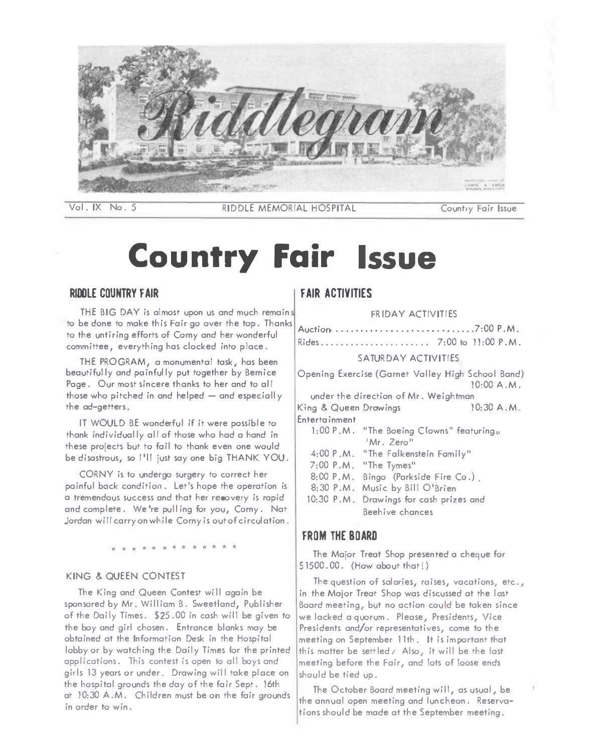# Riddlegram

Vol. IX No. 5 — RIDDLE MEMORIAL HOSPITAL — Country Fair Issue

# Country Fair Issue

## RIDDLE COUNTRY FAIR

THE BIG DAY is almost upon us and much remains to be done to make this Fair go over the top. Thanks to the untiring efforts of Corny and her wonderful committee, everything has clocked into place.

THE PROGRAM, a monumental task, has been beautifully and painfully put together by Bernice Page. Our most sincere thanks to her and to all those who pitched in and helped — and especially the ad-getters.

IT WOULD BE wonderful if it were possible to thank individually all of those who had a hand in these projects but to fail to thank even one would be disastrous, so I'll just say one big THANK YOU.

CORNY is to undergo surgery to correct her painful back condition. Let's hope the operation is a tremendous success and that her recovery is rapid and complete. We're pulling for you, Corny. Nat Jordan will carry on while Corny is out of circulation.

\* \* \* \* \* \* \* \* \* \* \* \* \*

### KING & QUEEN CONTEST

The King and Queen Contest will again be sponsored by Mr. William B. Sweetland, Publisher of the Daily Times. $25.00 in cash will be given to the boy and girl chosen. Entrance blanks may be obtained at the Information Desk in the Hospital lobby or by watching the Daily Times for the printed applications. This contest is open to all boys and girls 13 years or under. Drawing will take place on the hospital grounds the day of the fair Sept. 16th at 10:30 A.M. Children must be on the fair grounds in order to win.

## FAIR ACTIVITIES

FRIDAY ACTIVITIES

Auction ............................ 7:00 P.M.
Rides ....................... 7:00 to 11:00 P.M.

SATURDAY ACTIVITIES

Opening Exercise (Garnet Valley High School Band) 10:00 A.M.
under the direction of Mr. Weightman
King & Queen Drawings 10:30 A.M.

Entertainment
- 1:00 P.M. "The Boeing Clowns" featuring "Mr. Zero"
- 4:00 P.M. "The Falkenstein Family"
- 7:00 P.M. "The Tymes"
- 8:00 P.M. Bingo (Parkside Fire Co.)
- 8:30 P.M. Music by Bill O'Brien
- 10:30 P.M. Drawings for cash prizes and Beehive chances

## FROM THE BOARD

The Major Treat Shop presented a cheque for $1500.00. (How about that!)

The question of salaries, raises, vacations, etc., in the Major Treat Shop was discussed at the last Board meeting, but no action could be taken since we lacked a quorum. Please, Presidents, Vice Presidents and/or representatives, come to the meeting on September 11th. It is important that this matter be settled. Also, it will be the last meeting before the Fair, and lots of loose ends should be tied up.

The October Board meeting will, as usual, be the annual open meeting and luncheon. Reservations should be made at the September meeting.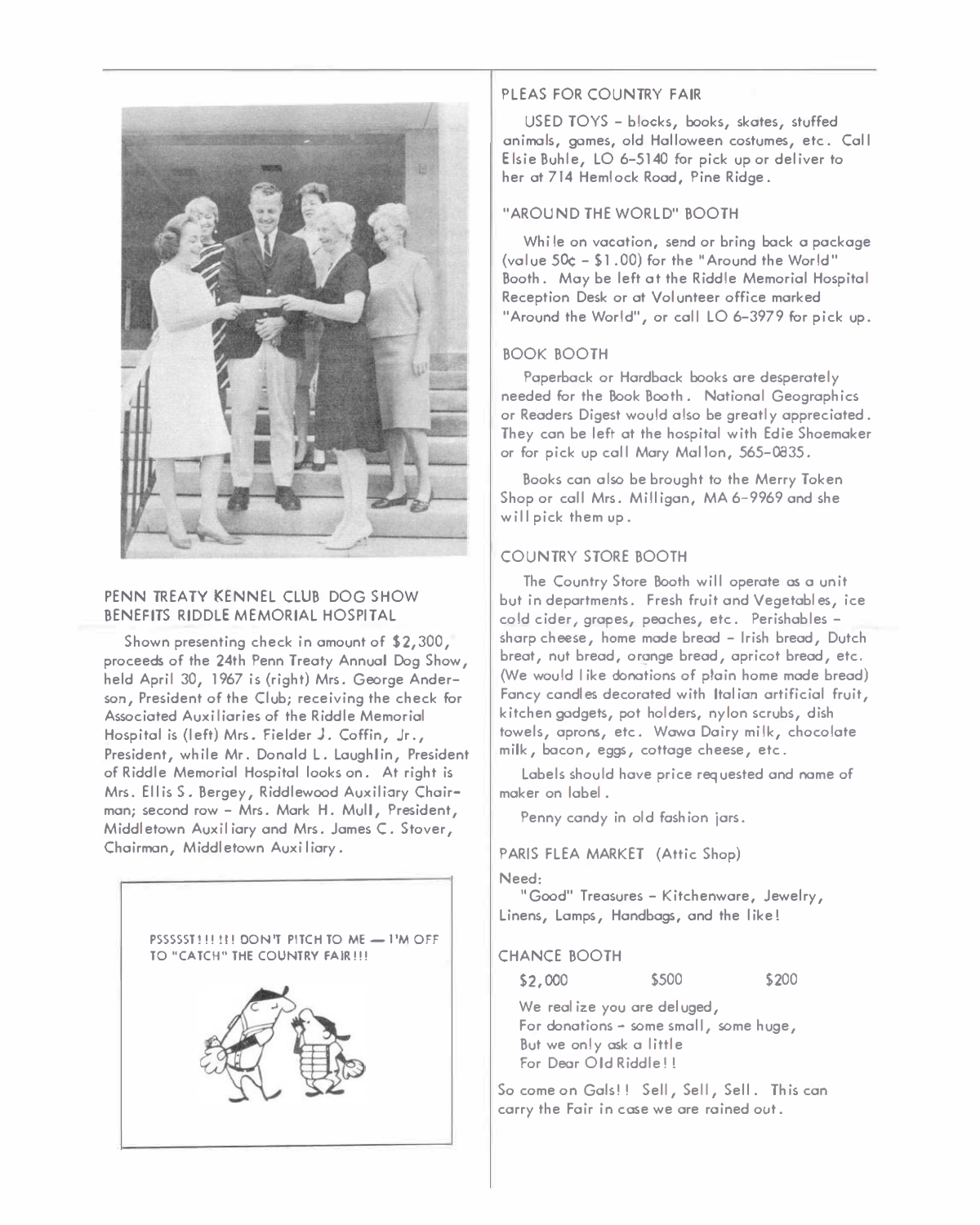## PENN TREATY KENNEL CLUB DOG SHOW BENEFITS RIDDLE MEMORIAL HOSPITAL

Shown presenting check in amount of $2,300, proceeds of the 24th Penn Treaty Annual Dog Show, held April 30, 1967 is (right) Mrs. George Anderson, President of the Club; receiving the check for Associated Auxiliaries of the Riddle Memorial Hospital is (left) Mrs. Fielder J. Coffin, Jr., President, while Mr. Donald L. Laughlin, President of Riddle Memorial Hospital looks on. At right is Mrs. Ellis S. Bergey, Riddlewood Auxiliary Chairman; second row - Mrs. Mark H. Mull, President, Middletown Auxiliary and Mrs. James C. Stover, Chairman, Middletown Auxiliary.

PSSSSST!!! !!! DON'T PITCH TO ME — I'M OFF TO "CATCH" THE COUNTRY FAIR!!!

## PLEAS FOR COUNTRY FAIR

USED TOYS - blocks, books, skates, stuffed animals, games, old Halloween costumes, etc. Call Elsie Buhle, LO 6-5140 for pick up or deliver to her at 714 Hemlock Road, Pine Ridge.

### "AROUND THE WORLD" BOOTH

While on vacation, send or bring back a package (value 50¢ - $1.00) for the "Around the World" Booth. May be left at the Riddle Memorial Hospital Reception Desk or at Volunteer office marked "Around the World", or call LO 6-3979 for pick up.

### BOOK BOOTH

Paperback or Hardback books are desperately needed for the Book Booth. National Geographics or Readers Digest would also be greatly appreciated. They can be left at the hospital with Edie Shoemaker or for pick up call Mary Mallon, 565-0835.

Books can also be brought to the Merry Token Shop or call Mrs. Milligan, MA 6-9969 and she will pick them up.

### COUNTRY STORE BOOTH

The Country Store Booth will operate as a unit but in departments. Fresh fruit and Vegetables, ice cold cider, grapes, peaches, etc. Perishables - sharp cheese, home made bread - Irish bread, Dutch breat, nut bread, orange bread, apricot bread, etc. (We would like donations of plain home made bread) Fancy candles decorated with Italian artificial fruit, kitchen gadgets, pot holders, nylon scrubs, dish towels, aprons, etc. Wawa Dairy milk, chocolate milk, bacon, eggs, cottage cheese, etc.

Labels should have price requested and name of maker on label.

Penny candy in old fashion jars.

### PARIS FLEA MARKET (Attic Shop)

Need:

"Good" Treasures - Kitchenware, Jewelry, Linens, Lamps, Handbags, and the like!

### CHANCE BOOTH

$2,000 $500 $200

We realize you are deluged,
For donations - some small, some huge,
But we only ask a little
For Dear Old Riddle!!

So come on Gals!! Sell, Sell, Sell. This can carry the Fair in case we are rained out.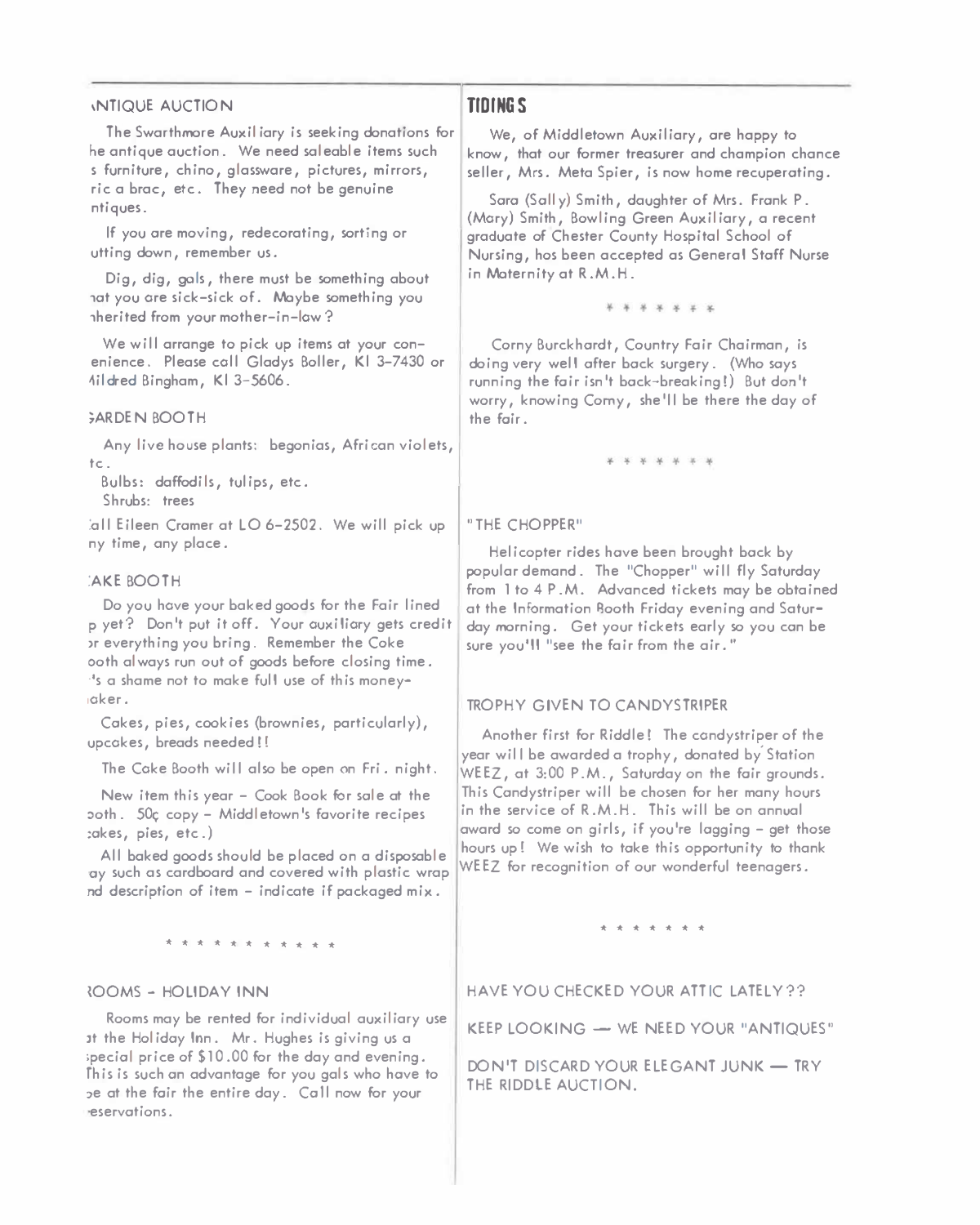## ANTIQUE AUCTION

The Swarthmore Auxiliary is seeking donations for the antique auction. We need saleable items such as furniture, china, glassware, pictures, mirrors, bric a brac, etc. They need not be genuine antiques.

If you are moving, redecorating, sorting or cutting down, remember us.

Dig, dig, gals, there must be something about that you are sick-sick of. Maybe something you inherited from your mother-in-law?

We will arrange to pick up items at your convenience. Please call Gladys Boller, KI 3-7430 or Mildred Bingham, KI 3-5606.

## GARDEN BOOTH

Any live house plants: begonias, African violets, etc.

Bulbs: daffodils, tulips, etc.

Shrubs: trees

Call Eileen Cramer at LO 6-2502. We will pick up any time, any place.

## CAKE BOOTH

Do you have your baked goods for the Fair lined up yet? Don't put it off. Your auxiliary gets credit for everything you bring. Remember the Coke booth always run out of goods before closing time. It's a shame not to make full use of this money-maker.

Cakes, pies, cookies (brownies, particularly), cupcakes, breads needed!!

The Cake Booth will also be open on Fri. night.

New item this year - Cook Book for sale at the booth. 50¢ copy - Middletown's favorite recipes (cakes, pies, etc.)

All baked goods should be placed on a disposable tray such as cardboard and covered with plastic wrap and description of item - indicate if packaged mix.

\* \* \* \* \* \* \* \* \* \* \* \*

## ROOMS - HOLIDAY INN

Rooms may be rented for individual auxiliary use at the Holiday Inn. Mr. Hughes is giving us a special price of $10.00 for the day and evening. This is such an advantage for you gals who have to be at the fair the entire day. Call now for your reservations.

## TIDINGS

We, of Middletown Auxiliary, are happy to know, that our former treasurer and champion chance seller, Mrs. Meta Spier, is now home recuperating.

Sara (Sally) Smith, daughter of Mrs. Frank P. (Mary) Smith, Bowling Green Auxiliary, a recent graduate of Chester County Hospital School of Nursing, has been accepted as General Staff Nurse in Maternity at R.M.H.

\* \* \* \* \* \* \*

Corny Burckhardt, Country Fair Chairman, is doing very well after back surgery. (Who says running the fair isn't back-breaking!) But don't worry, knowing Corny, she'll be there the day of the fair.

\* \* \* \* \* \* \*

## "THE CHOPPER"

Helicopter rides have been brought back by popular demand. The "Chopper" will fly Saturday from 1 to 4 P.M. Advanced tickets may be obtained at the Information Booth Friday evening and Saturday morning. Get your tickets early so you can be sure you'll "see the fair from the air."

## TROPHY GIVEN TO CANDYSTRIPER

Another first for Riddle! The candystriper of the year will be awarded a trophy, donated by Station WEEZ, at 3:00 P.M., Saturday on the fair grounds. This Candystriper will be chosen for her many hours in the service of R.M.H. This will be on annual award so come on girls, if you're lagging - get those hours up! We wish to take this opportunity to thank WEEZ for recognition of our wonderful teenagers.

\* \* \* \* \* \* \*

HAVE YOU CHECKED YOUR ATTIC LATELY??

KEEP LOOKING — WE NEED YOUR "ANTIQUES"

DON'T DISCARD YOUR ELEGANT JUNK — TRY THE RIDDLE AUCTION.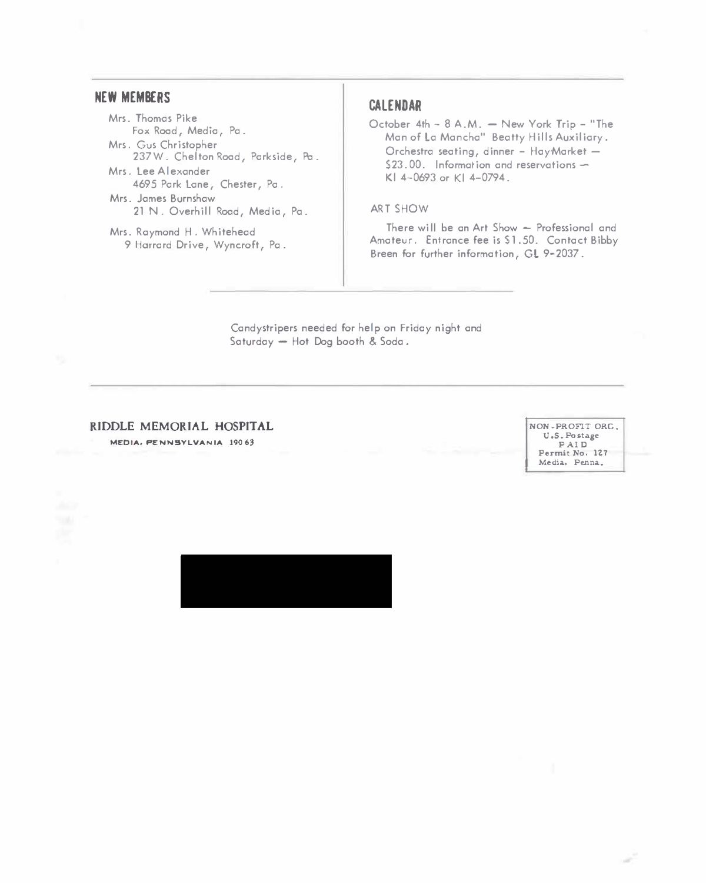## NEW MEMBERS

Mrs. Thomas Pike
Fox Road, Media, Pa.

Mrs. Gus Christopher
237 W. Chelton Road, Parkside, Pa.

Mrs. Lee Alexander
4695 Park Lane, Chester, Pa.

Mrs. James Burnshaw
21 N. Overhill Road, Media, Pa.

Mrs. Raymond H. Whitehead
9 Harrard Drive, Wyncroft, Pa.

## CALENDAR

October 4th - 8 A.M. — New York Trip - "The Man of La Mancha" Beatty Hills Auxiliary. Orchestra seating, dinner - HayMarket — $23.00. Information and reservations — KI 4-0693 or KI 4-0794.

ART SHOW

There will be an Art Show — Professional and Amateur. Entrance fee is $1.50. Contact Bibby Breen for further information, GL 9-2037.

Candystripers needed for help on Friday night and Saturday — Hot Dog booth & Soda.

**RIDDLE MEMORIAL HOSPITAL**
MEDIA, PENNSYLVANIA 19063

NON-PROFIT ORG.
U.S. Postage
PAID
Permit No. 127
Media, Penna.